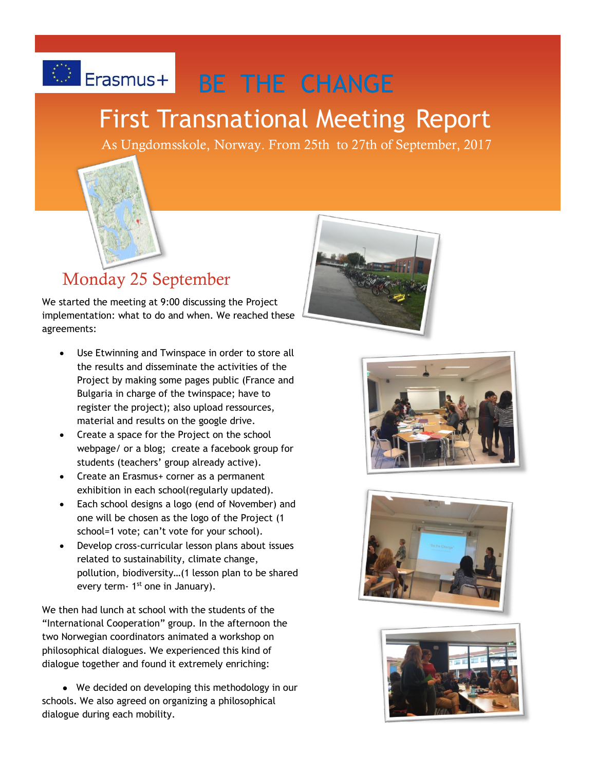Erasmus+

# BE THE CHANGE

# First Transnational Meeting Report

As Ungdomsskole, Norway. From 25th to 27th of September, 2017

## Monday 25 September

We started the meeting at 9:00 discussing the Project implementation: what to do and when. We reached these agreements:

- Use Etwinning and Twinspace in order to store all the results and disseminate the activities of the Project by making some pages public (France and Bulgaria in charge of the twinspace; have to register the project); also upload ressources, material and results on the google drive.
- Create a space for the Project on the school webpage/ or a blog; create a facebook group for students (teachers' group already active).
- Create an Erasmus+ corner as a permanent exhibition in each school(regularly updated).
- Each school designs a logo (end of November) and one will be chosen as the logo of the Project (1 school=1 vote; can't vote for your school).
- Develop cross-curricular lesson plans about issues related to sustainability, climate change, pollution, biodiversity…(1 lesson plan to be shared every term- 1st one in January).

We then had lunch at school with the students of the "International Cooperation" group. In the afternoon the two Norwegian coordinators animated a workshop on philosophical dialogues. We experienced this kind of dialogue together and found it extremely enriching:

- We decided on developing this methodology in our schools. We also agreed on organizing a philosophical dialogue during each mobility.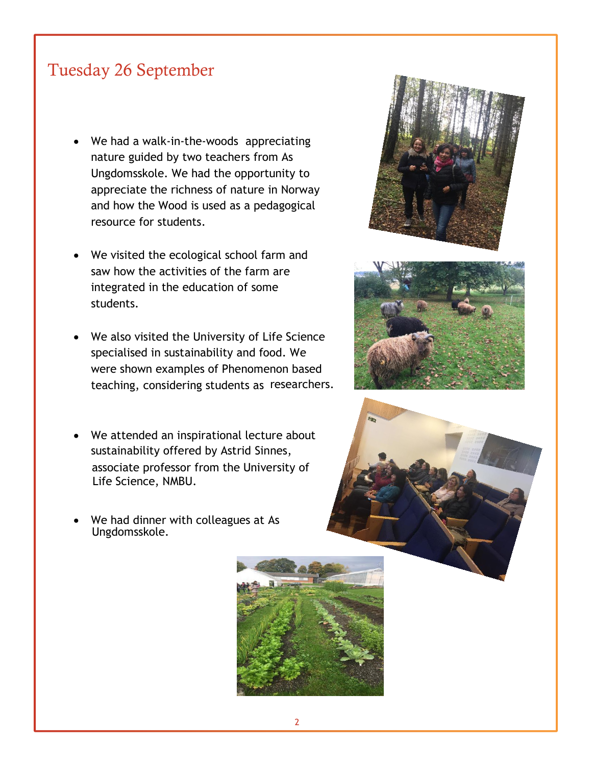# Tuesday 26 September

- We had a walk-in-the-woods appreciating nature guided by two teachers from As Ungdomsskole. We had the opportunity to appreciate the richness of nature in Norway and how the Wood is used as a pedagogical resource for students.

- We visited the ecological school farm and saw how the activities of the farm are integrated in the education of some students.

- We also visited the University of Life Science specialised in sustainability and food. We were shown examples of Phenomenon based teaching, considering students as researchers.

- We attended an inspirational lecture about sustainability offered by Astrid Sinnes, associate professor from the University of Life Science, NMBU.

- We had dinner with colleagues at As Ungdomsskole.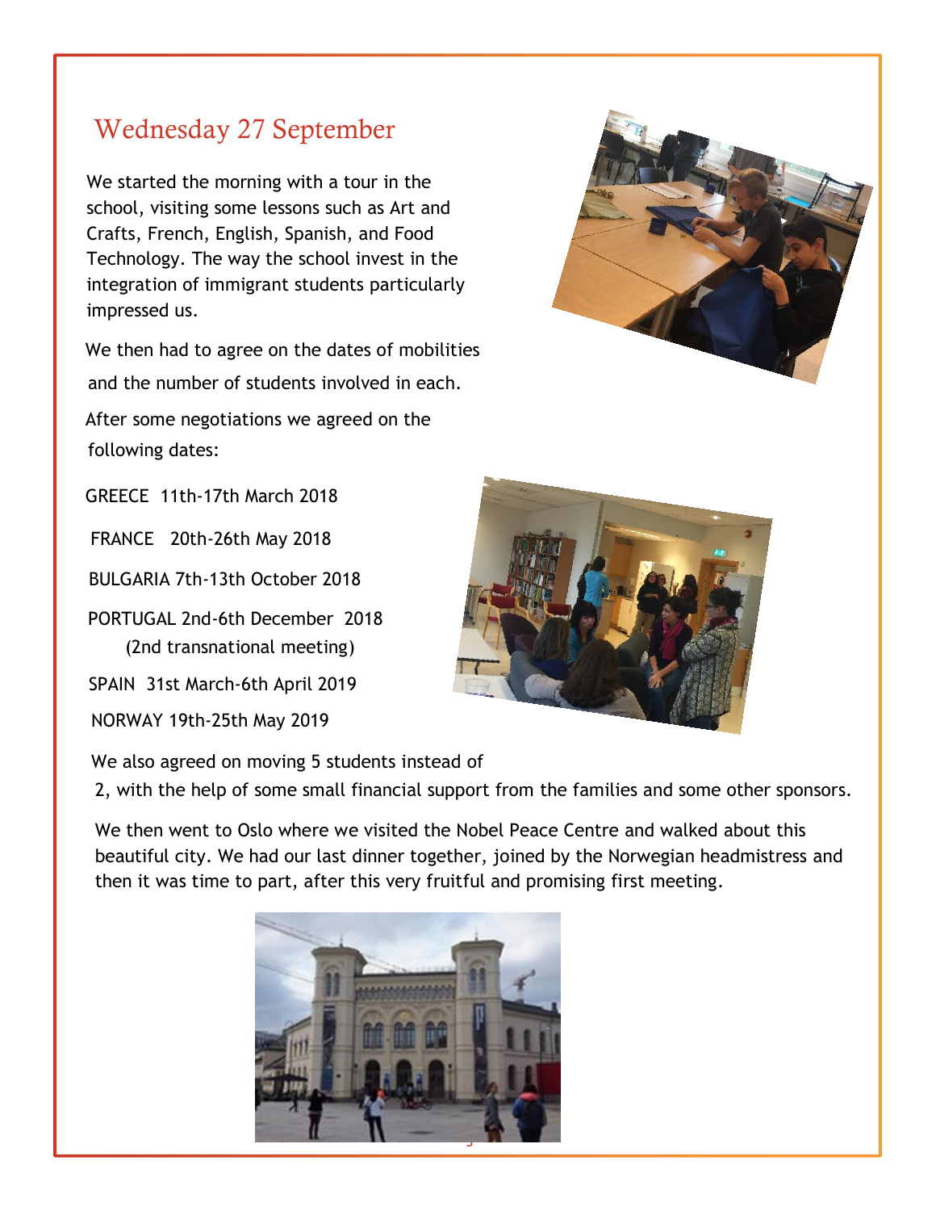## Wednesday 27 September

We started the morning with a tour in the school, visiting some lessons such as Art and Crafts, French, English, Spanish, and Food Technology. The way the school invest in the integration of immigrant students particularly impressed us.

We then had to agree on the dates of mobilities and the number of students involved in each.

After some negotiations we agreed on the following dates:

GREECE 11th-17th March 2018

FRANCE 20th-26th May 2018

BULGARIA 7th-13th October 2018

PORTUGAL 2nd-6th December 2018
(2nd transnational meeting)

SPAIN 31st March-6th April 2019

NORWAY 19th-25th May 2019

We also agreed on moving 5 students instead of 2, with the help of some small financial support from the families and some other sponsors.

We then went to Oslo where we visited the Nobel Peace Centre and walked about this beautiful city. We had our last dinner together, joined by the Norwegian headmistress and then it was time to part, after this very fruitful and promising first meeting.